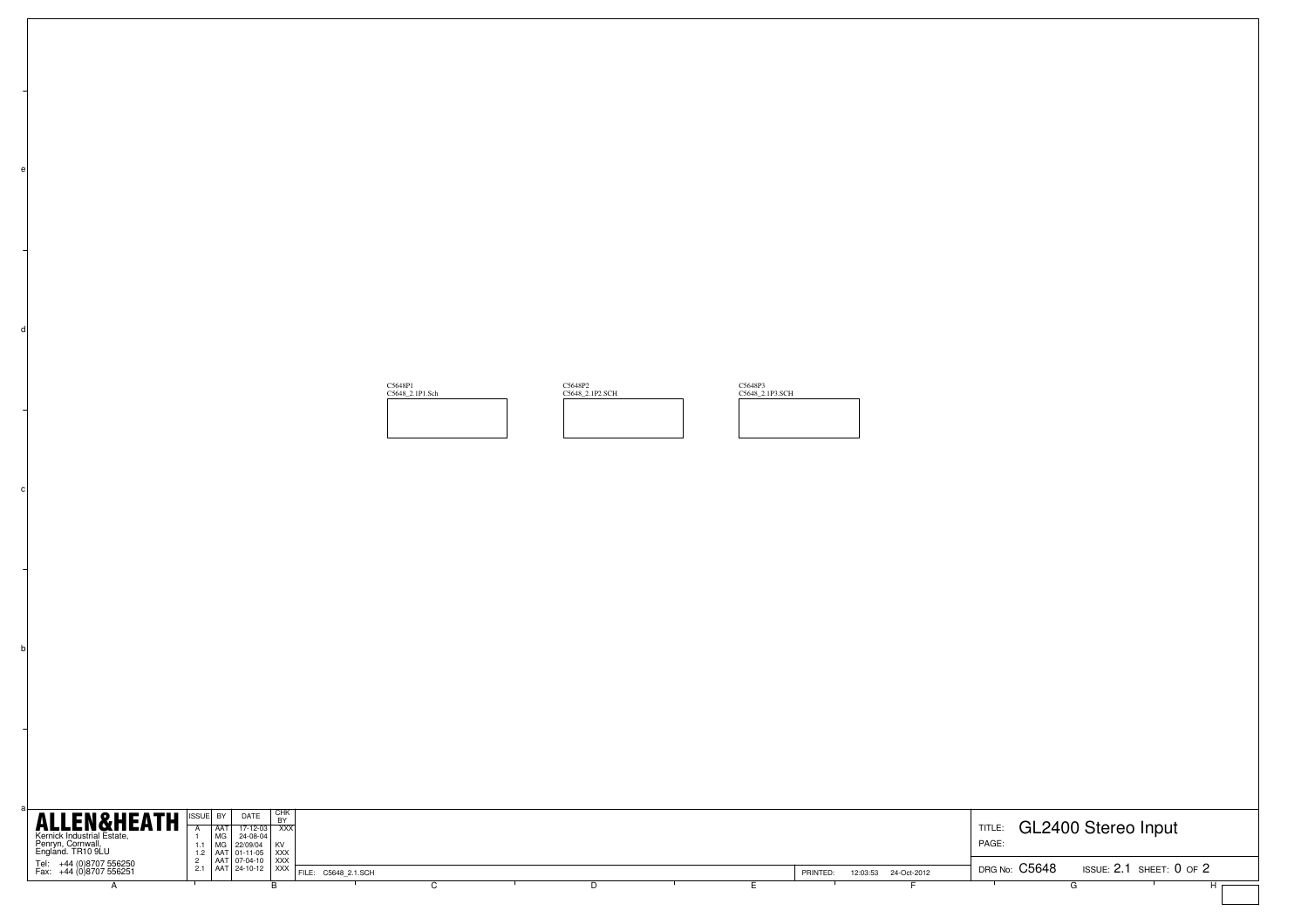C5648P1
C5648_2.1P1.Sch

C5648P2
C5648_2.1P2.SCH

C5648P3
C5648_2.1P3.SCH

**ALLEN&HEATH**
Kernick Industrial Estate,
Penryn, Cornwall,
England. TR10 9LU
Tel: +44 (0)8707 556250
Fax: +44 (0)8707 556251

| ISSUE | BY | DATE | CHK BY |
| --- | --- | --- | --- |
| A | AAT | 17-12-03 | XXX |
| 1 | MG | 24-08-04 | |
| 1.1 | MG | 22/09/04 | KV |
| 1.2 | AAT | 01-11-05 | XXX |
| 2 | AAT | 07-04-10 | XXX |
| 2.1 | AAT | 24-10-12 | XXX |

FILE: C5648_2.1.SCH

PRINTED: 12:03:53 24-Oct-2012

TITLE: GL2400 Stereo Input

PAGE:

DRG No: C5648 ISSUE: 2.1 SHEET: 0 OF 2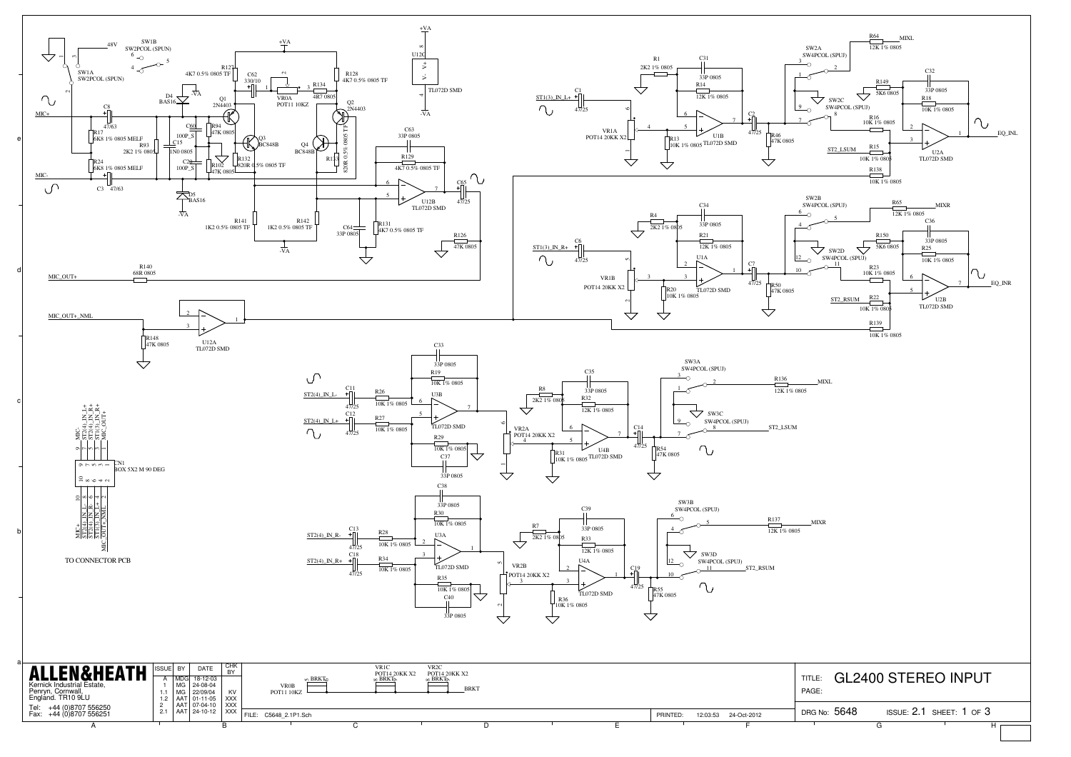# GL2400 STEREO INPUT

**ALLEN&HEATH**
Kernick Industrial Estate,
Penryn, Cornwall,
England. TR10 9LU

Tel: +44 (0)8707 556250
Fax: +44 (0)8707 556251

| ISSUE | BY | DATE | CHK BY |
|---|---|---|---|
| A | MDG | 18-12-03 | |
| 1 | MG | 24-08-04 | |
| 1.1 | MG | 22/09/04 | KV |
| 1.2 | AAT | 01-11-05 | XXX |
| 2 | AAT | 07-04-10 | XXX |
| 2.1 | AAT | 24-10-12 | XXX |

FILE: C5648_2.1P1.Sch

PRINTED: 12:03:53 24-Oct-2012

TITLE: GL2400 STEREO INPUT

PAGE:

DRG No: 5648 ISSUE: 2.1 SHEET: 1 OF 3

TO CONNECTOR PCB

CN1 BOX 5X2 M 90 DEG

| Pin | Signal | Pin | Signal |
|---|---|---|---|
| 9 | MIC- | 10 | MIC+ |
| 7 | ST2(4)_IN_L+ | 8 | ST2(4)_IN_L- |
| 5 | ST2(4)_IN_R+ | 6 | ST2(4)_IN_R- |
| 3 | ST1(3)_IN_R+ | 4 | ST1(3)_IN_L+ |
| 1 | MIC_OUT+ | 2 | MIC_OUT+_NML |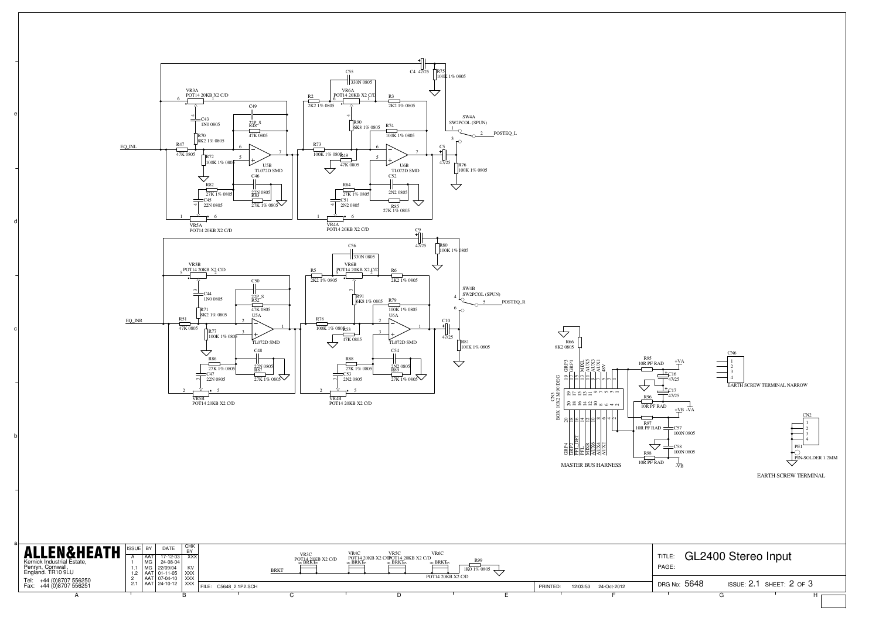EQ_INL

VR3A POT14 20KB X2 C/D

C43 1N0 0805

R70 8K2 1% 0805

R47 47K 0805

R72 100K 1% 0805

C49 22P_S

R48 47K 0805

U5B TL072D SMD

C46 22N 0805

R82 27K 1% 0805

R83 27K 1% 0805

C45 22N 0805

VR5A POT14 20KB X2 C/D

C55 330N 0805

VR6A POT14 20KB X2 C/D

R2 2K2 1% 0805

R3 2K2 1% 0805

R90 6K8 1% 0805

R74 100K 1% 0805

R73 100K 1% 0805

R49 47K 0805

U6B TL072D SMD

C52 2N2 0805

R84 27K 1% 0805

R85 27K 1% 0805

C51 2N2 0805

VR4A POT14 20KB X2 C/D

C4 47/25

R75 100K 1% 0805

SW4A SW2PCOL (SPUN)

POSTEQ_L

C5 47/25

R76 100K 1% 0805

EQ_INR

VR3B POT14 20KB X2 C/D

C44 1N0 0805

R71 8K2 1% 0805

R51 47K 0805

R77 100K 1% 0805

C50 22P_S

R52 47K 0805

U5A TL072D SMD

C48 22N 0805

R86 27K 1% 0805

R87 27K 1% 0805

C47 22N 0805

VR5B POT14 20KB X2 C/D

C56 330N 0805

VR6B POT14 20KB X2 C/D

R5 2K2 1% 0805

R6 2K2 1% 0805

R91 6K8 1% 0805

R79 100K 1% 0805

R78 100K 1% 0805

R53 47K 0805

U6A TL072D SMD

C54 2N2 0805

R88 27K 1% 0805

R89 27K 1% 0805

C53 2N2 0805

VR4B POT14 20KB X2 C/D

C9 47/25

R80 100K 1% 0805

SW4B SW2PCOL (SPUN)

POSTEQ_R

C10 47/25

R81 100K 1% 0805

R66 8K2 0805

CN3 BOX 10X2 M 90 DEG

GRP3, GRP1, MIXL, AUX5, AUX3, AUX1, 48V

GRP4, GRP2, PFL_DET, PFL, MIXR, AUX6, AUX4, AUX2

MASTER BUS HARNESS

R95 10R PF RAD

+VA

C16 47/25

C17 47/25

R96 10R PF RAD

+VB

-VA

R97 10R PF RAD

C57 100N 0805

C58 100N 0805

R98 10R PF RAD

-VB

CN6

EARTH SCREW TERMINAL NARROW

CN2

PE1

PIN-SOLDER 1.2MM

EARTH SCREW TERMINAL

BRKT

VR3C POT14 20KB X2 C/D

VR4C POT14 20KB X2 C/D

VR5C POT14 20KB X2 C/D

VR6C POT14 20KB X2 C/D

R99 1K0 1% 0805

**ALLEN&HEATH**

Kernick Industrial Estate,
Penryn, Cornwall,
England. TR10 9LU

Tel: +44 (0)8707 556250
Fax: +44 (0)8707 556251

| ISSUE | BY | DATE | CHK BY |
|---|---|---|---|
| A | AAT | 17-12-03 | XXX |
| 1 | MG | 24-08-04 | |
| 1.1 | MG | 22/09/04 | KV |
| 1.2 | AAT | 01-11-05 | XXX |
| 2 | AAT | 07-04-10 | XXX |
| 2.1 | AAT | 24-10-12 | XXX |

FILE: C5648_2.1P2.SCH

PRINTED: 12:03:53 24-Oct-2012

TITLE: GL2400 Stereo Input

PAGE:

DRG No: 5648 ISSUE: 2.1 SHEET: 2 OF 3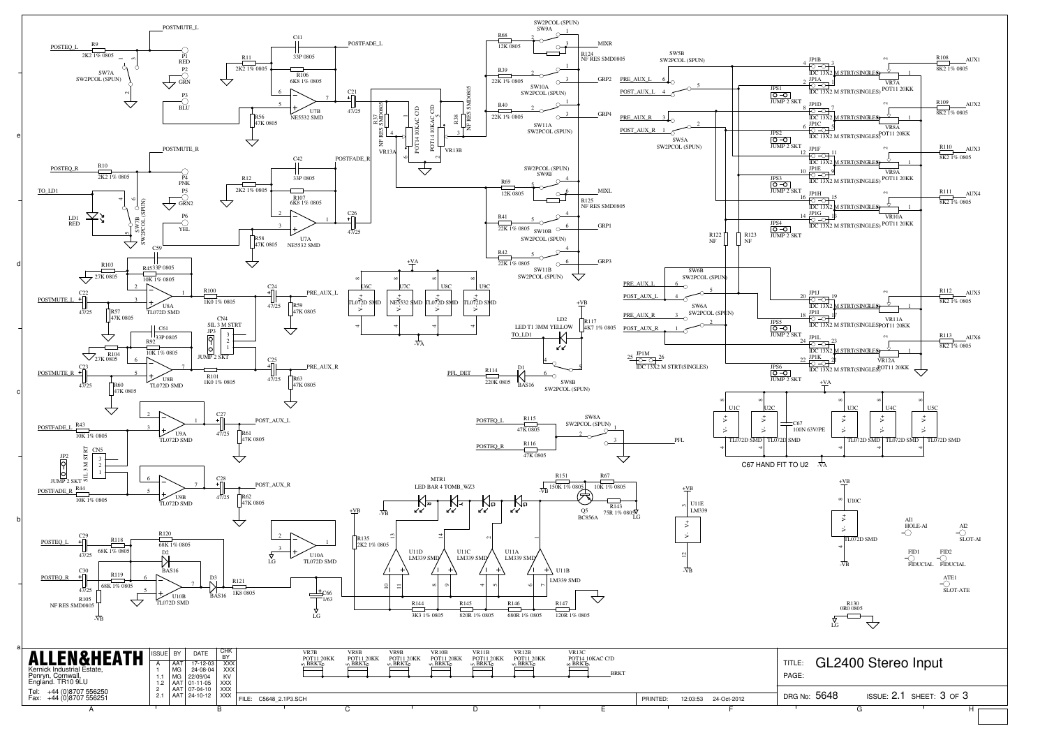| | | | | |
|---|---|---|---|---|
| ISSUE | BY | DATE | CHK BY | |
| A | AAT | 17-12-03 | XXX | |
| 1 | MG | 24-08-04 | XXX | |
| 1.1 | MG | 22/09/04 | KV | |
| 1.2 | AAT | 01-11-05 | XXX | |
| 2 | AAT | 07-04-10 | XXX | |
| 2.1 | AAT | 24-10-12 | XXX | |

**ALLEN&HEATH**
Kernick Industrial Estate,
Penryn, Cornwall,
England. TR10 9LU
Tel: +44 (0)8707 556250
Fax: +44 (0)8707 556251

FILE: C5648_2.1P3.SCH
PRINTED: 12:03:53 24-Oct-2012

TITLE: GL2400 Stereo Input
PAGE:
DRG No: 5648 ISSUE: 2.1 SHEET: 3 OF 3

C67 HAND FIT TO U2

VR7B POT11 20KK BRKT; VR8B POT11 20KK BRKT; VR9B POT11 20KK BRKT; VR10B POT11 20KK BRKT; VR11B POT11 20KK BRKT; VR12B POT11 20KK BRKT; VR13C POT14 10KAC C/D BRKT